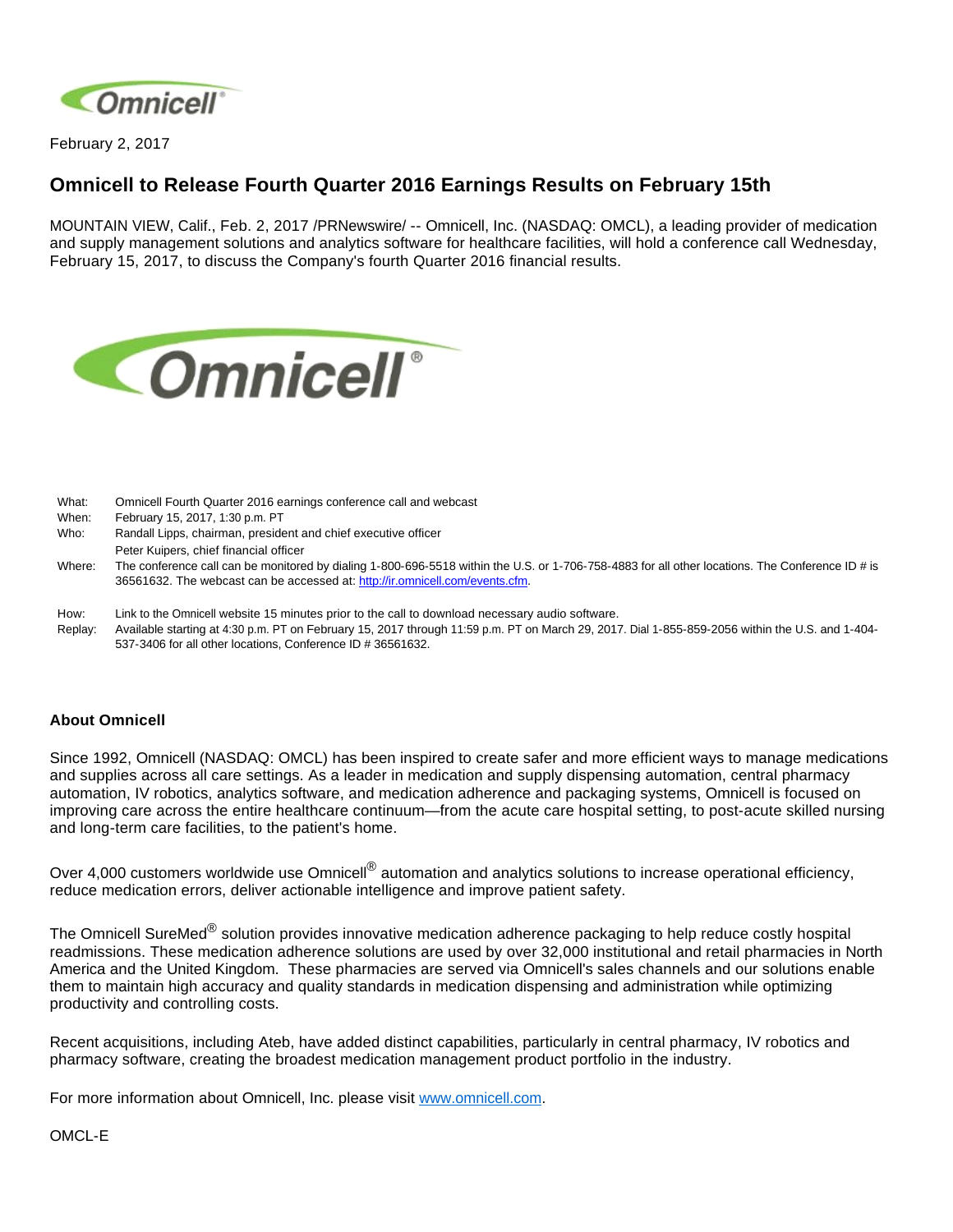February 2, 2017

# Omnicell to Release Fourth Quarter 2016 Earnings Results on February 15th

MOUNTAIN VIEW, Calif., Feb. 2, 2017 /PRNewswire/ -- Omnicell, Inc. (NASDAQ: OMCL), a leading provider of medication and supply management solutions and analytics software for healthcare facilities, will hold a conference call Wednesday, February 15, 2017, to discuss the Company's fourth Quarter 2016 financial results.

| | |
|---|---|
| What: | Omnicell Fourth Quarter 2016 earnings conference call and webcast |
| When: | February 15, 2017, 1:30 p.m. PT |
| Who: | Randall Lipps, chairman, president and chief executive officer<br>Peter Kuipers, chief financial officer |
| Where: | The conference call can be monitored by dialing 1-800-696-5518 within the U.S. or 1-706-758-4883 for all other locations. The Conference ID # is 36561632. The webcast can be accessed at: http://ir.omnicell.com/events.cfm. |
| How: | Link to the Omnicell website 15 minutes prior to the call to download necessary audio software. |
| Replay: | Available starting at 4:30 p.m. PT on February 15, 2017 through 11:59 p.m. PT on March 29, 2017. Dial 1-855-859-2056 within the U.S. and 1-404-537-3406 for all other locations, Conference ID # 36561632. |

**About Omnicell**

Since 1992, Omnicell (NASDAQ: OMCL) has been inspired to create safer and more efficient ways to manage medications and supplies across all care settings. As a leader in medication and supply dispensing automation, central pharmacy automation, IV robotics, analytics software, and medication adherence and packaging systems, Omnicell is focused on improving care across the entire healthcare continuum—from the acute care hospital setting, to post-acute skilled nursing and long-term care facilities, to the patient's home.

Over 4,000 customers worldwide use Omnicell® automation and analytics solutions to increase operational efficiency, reduce medication errors, deliver actionable intelligence and improve patient safety.

The Omnicell SureMed® solution provides innovative medication adherence packaging to help reduce costly hospital readmissions. These medication adherence solutions are used by over 32,000 institutional and retail pharmacies in North America and the United Kingdom. These pharmacies are served via Omnicell's sales channels and our solutions enable them to maintain high accuracy and quality standards in medication dispensing and administration while optimizing productivity and controlling costs.

Recent acquisitions, including Ateb, have added distinct capabilities, particularly in central pharmacy, IV robotics and pharmacy software, creating the broadest medication management product portfolio in the industry.

For more information about Omnicell, Inc. please visit www.omnicell.com.

OMCL-E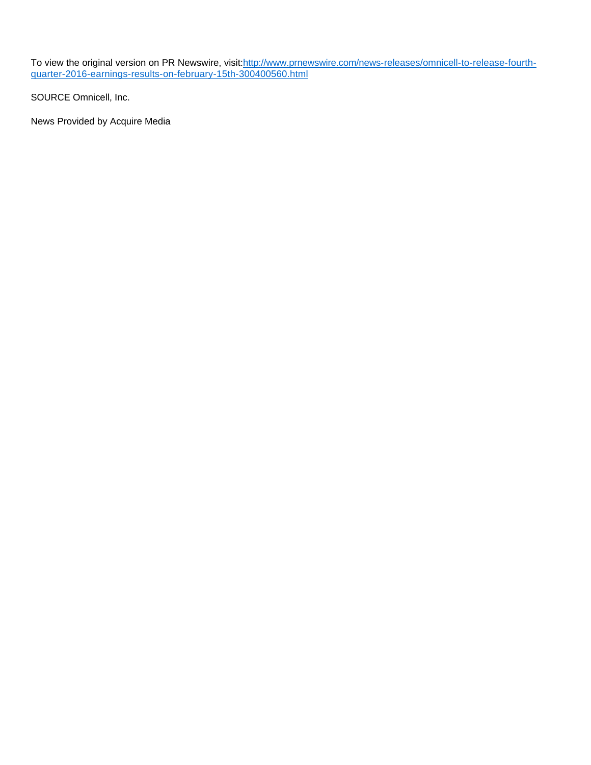To view the original version on PR Newswire, visit:[http://www.prnewswire.com/news-releases/omnicell-to-release-fourth-quarter-2016-earnings-results-on-february-15th-300400560.html](http://www.prnewswire.com/news-releases/omnicell-to-release-fourth-quarter-2016-earnings-results-on-february-15th-300400560.html)

SOURCE Omnicell, Inc.

News Provided by Acquire Media